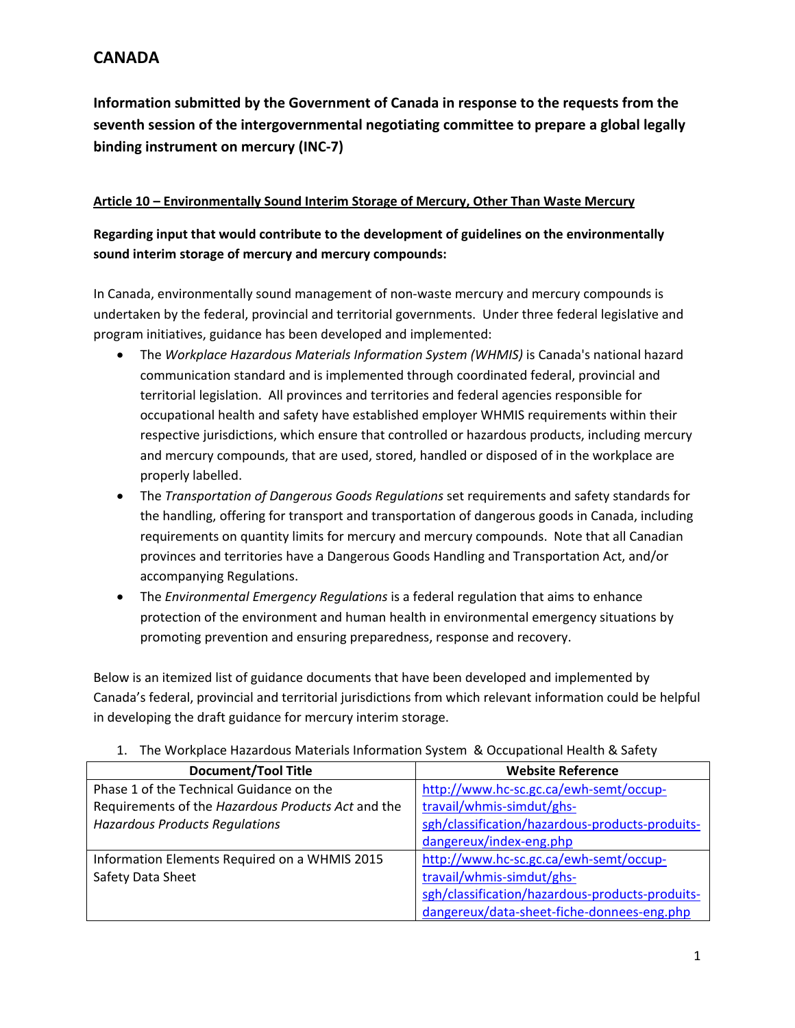# CANADA

## Information submitted by the Government of Canada in response to the requests from the seventh session of the intergovernmental negotiating committee to prepare a global legally binding instrument on mercury (INC-7)

### Article 10 – Environmentally Sound Interim Storage of Mercury, Other Than Waste Mercury

**Regarding input that would contribute to the development of guidelines on the environmentally sound interim storage of mercury and mercury compounds:**

In Canada, environmentally sound management of non-waste mercury and mercury compounds is undertaken by the federal, provincial and territorial governments. Under three federal legislative and program initiatives, guidance has been developed and implemented:

- The *Workplace Hazardous Materials Information System (WHMIS)* is Canada's national hazard communication standard and is implemented through coordinated federal, provincial and territorial legislation. All provinces and territories and federal agencies responsible for occupational health and safety have established employer WHMIS requirements within their respective jurisdictions, which ensure that controlled or hazardous products, including mercury and mercury compounds, that are used, stored, handled or disposed of in the workplace are properly labelled.
- The *Transportation of Dangerous Goods Regulations* set requirements and safety standards for the handling, offering for transport and transportation of dangerous goods in Canada, including requirements on quantity limits for mercury and mercury compounds. Note that all Canadian provinces and territories have a Dangerous Goods Handling and Transportation Act, and/or accompanying Regulations.
- The *Environmental Emergency Regulations* is a federal regulation that aims to enhance protection of the environment and human health in environmental emergency situations by promoting prevention and ensuring preparedness, response and recovery.

Below is an itemized list of guidance documents that have been developed and implemented by Canada's federal, provincial and territorial jurisdictions from which relevant information could be helpful in developing the draft guidance for mercury interim storage.

1. The Workplace Hazardous Materials Information System & Occupational Health & Safety

| Document/Tool Title | Website Reference |
|---|---|
| Phase 1 of the Technical Guidance on the Requirements of the *Hazardous Products Act* and the *Hazardous Products Regulations* | http://www.hc-sc.gc.ca/ewh-semt/occup-travail/whmis-simdut/ghs-sgh/classification/hazardous-products-produits-dangereux/index-eng.php |
| Information Elements Required on a WHMIS 2015 Safety Data Sheet | http://www.hc-sc.gc.ca/ewh-semt/occup-travail/whmis-simdut/ghs-sgh/classification/hazardous-products-produits-dangereux/data-sheet-fiche-donnees-eng.php |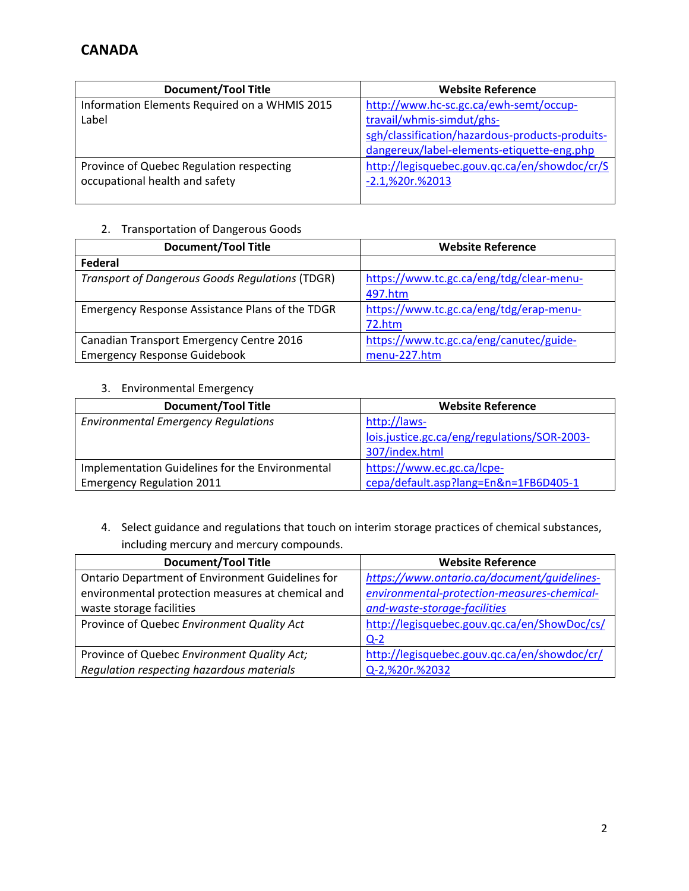## CANADA

| Document/Tool Title | Website Reference |
|---|---|
| Information Elements Required on a WHMIS 2015 Label | http://www.hc-sc.gc.ca/ewh-semt/occup-travail/whmis-simdut/ghs-sgh/classification/hazardous-products-produits-dangereux/label-elements-etiquette-eng.php |
| Province of Quebec Regulation respecting occupational health and safety | http://legisquebec.gouv.qc.ca/en/showdoc/cr/S-2.1,%20r.%2013 |

2. Transportation of Dangerous Goods

| Document/Tool Title | Website Reference |
|---|---|
| **Federal** | |
| *Transport of Dangerous Goods Regulations* (TDGR) | https://www.tc.gc.ca/eng/tdg/clear-menu-497.htm |
| Emergency Response Assistance Plans of the TDGR | https://www.tc.gc.ca/eng/tdg/erap-menu-72.htm |
| Canadian Transport Emergency Centre 2016 Emergency Response Guidebook | https://www.tc.gc.ca/eng/canutec/guide-menu-227.htm |

3. Environmental Emergency

| Document/Tool Title | Website Reference |
|---|---|
| *Environmental Emergency Regulations* | http://laws-lois.justice.gc.ca/eng/regulations/SOR-2003-307/index.html |
| Implementation Guidelines for the Environmental Emergency Regulation 2011 | https://www.ec.gc.ca/lcpe-cepa/default.asp?lang=En&n=1FB6D405-1 |

4. Select guidance and regulations that touch on interim storage practices of chemical substances, including mercury and mercury compounds.

| Document/Tool Title | Website Reference |
|---|---|
| Ontario Department of Environment Guidelines for environmental protection measures at chemical and waste storage facilities | *https://www.ontario.ca/document/guidelines-environmental-protection-measures-chemical-and-waste-storage-facilities* |
| Province of Quebec *Environment Quality Act* | http://legisquebec.gouv.qc.ca/en/ShowDoc/cs/Q-2 |
| Province of Quebec *Environment Quality Act; Regulation respecting hazardous materials* | http://legisquebec.gouv.qc.ca/en/showdoc/cr/Q-2,%20r.%2032 |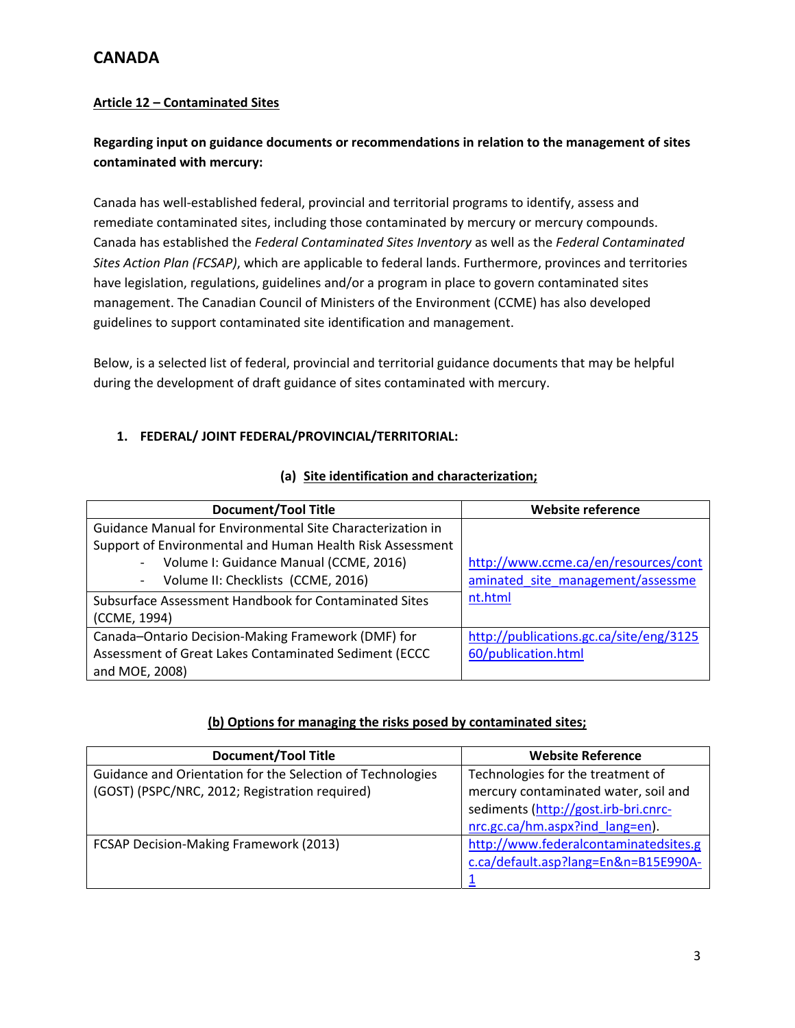# CANADA

**Article 12 – Contaminated Sites**

**Regarding input on guidance documents or recommendations in relation to the management of sites contaminated with mercury:**

Canada has well-established federal, provincial and territorial programs to identify, assess and remediate contaminated sites, including those contaminated by mercury or mercury compounds. Canada has established the *Federal Contaminated Sites Inventory* as well as the *Federal Contaminated Sites Action Plan (FCSAP)*, which are applicable to federal lands. Furthermore, provinces and territories have legislation, regulations, guidelines and/or a program in place to govern contaminated sites management. The Canadian Council of Ministers of the Environment (CCME) has also developed guidelines to support contaminated site identification and management.

Below, is a selected list of federal, provincial and territorial guidance documents that may be helpful during the development of draft guidance of sites contaminated with mercury.

## 1. FEDERAL/ JOINT FEDERAL/PROVINCIAL/TERRITORIAL:

### (a) Site identification and characterization;

| Document/Tool Title | Website reference |
|---|---|
| Guidance Manual for Environmental Site Characterization in Support of Environmental and Human Health Risk Assessment<br>- Volume I: Guidance Manual (CCME, 2016)<br>- Volume II: Checklists (CCME, 2016) | http://www.ccme.ca/en/resources/contaminated_site_management/assessment.html |
| Subsurface Assessment Handbook for Contaminated Sites (CCME, 1994) | |
| Canada–Ontario Decision-Making Framework (DMF) for Assessment of Great Lakes Contaminated Sediment (ECCC and MOE, 2008) | http://publications.gc.ca/site/eng/312560/publication.html |

### (b) Options for managing the risks posed by contaminated sites;

| Document/Tool Title | Website Reference |
|---|---|
| Guidance and Orientation for the Selection of Technologies (GOST) (PSPC/NRC, 2012; Registration required) | Technologies for the treatment of mercury contaminated water, soil and sediments (http://gost.irb-bri.cnrc-nrc.gc.ca/hm.aspx?ind_lang=en). |
| FCSAP Decision-Making Framework (2013) | http://www.federalcontaminatedsites.gc.ca/default.asp?lang=En&n=B15E990A-1 |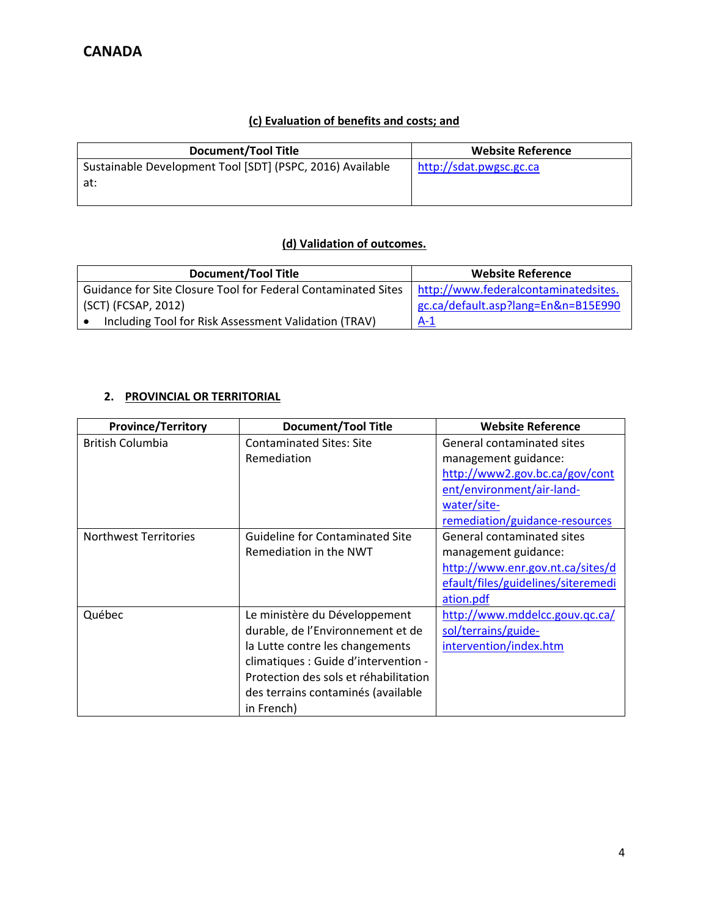**CANADA**

### (c) Evaluation of benefits and costs; and

| Document/Tool Title | Website Reference |
|---|---|
| Sustainable Development Tool [SDT] (PSPC, 2016) Available at: | http://sdat.pwgsc.gc.ca |

### (d) Validation of outcomes.

| Document/Tool Title | Website Reference |
|---|---|
| Guidance for Site Closure Tool for Federal Contaminated Sites (SCT) (FCSAP, 2012)<br>• Including Tool for Risk Assessment Validation (TRAV) | http://www.federalcontaminatedsites.gc.ca/default.asp?lang=En&n=B15E990A-1 |

## 2. PROVINCIAL OR TERRITORIAL

| Province/Territory | Document/Tool Title | Website Reference |
|---|---|---|
| British Columbia | Contaminated Sites: Site Remediation | General contaminated sites management guidance: http://www2.gov.bc.ca/gov/content/environment/air-land-water/site-remediation/guidance-resources |
| Northwest Territories | Guideline for Contaminated Site Remediation in the NWT | General contaminated sites management guidance: http://www.enr.gov.nt.ca/sites/default/files/guidelines/siteremediation.pdf |
| Québec | Le ministère du Développement durable, de l'Environnement et de la Lutte contre les changements climatiques : Guide d'intervention - Protection des sols et réhabilitation des terrains contaminés (available in French) | http://www.mddelcc.gouv.qc.ca/sol/terrains/guide-intervention/index.htm |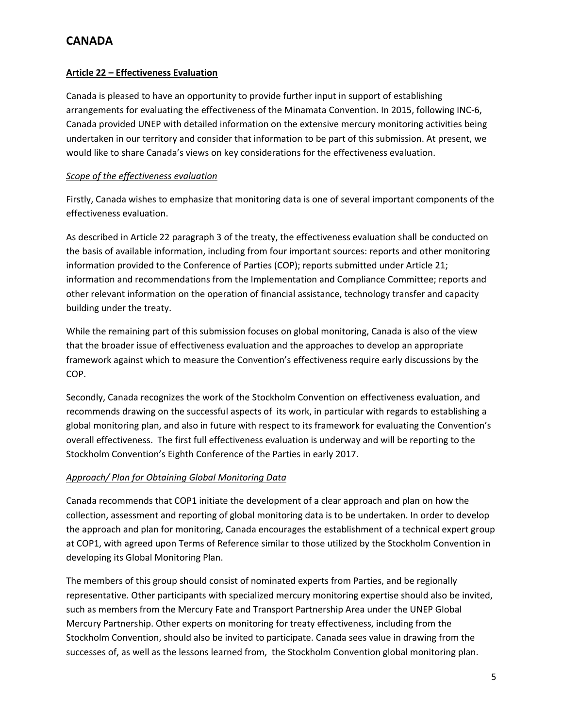# CANADA

## Article 22 – Effectiveness Evaluation

Canada is pleased to have an opportunity to provide further input in support of establishing arrangements for evaluating the effectiveness of the Minamata Convention. In 2015, following INC-6, Canada provided UNEP with detailed information on the extensive mercury monitoring activities being undertaken in our territory and consider that information to be part of this submission. At present, we would like to share Canada's views on key considerations for the effectiveness evaluation.

### *Scope of the effectiveness evaluation*

Firstly, Canada wishes to emphasize that monitoring data is one of several important components of the effectiveness evaluation.

As described in Article 22 paragraph 3 of the treaty, the effectiveness evaluation shall be conducted on the basis of available information, including from four important sources: reports and other monitoring information provided to the Conference of Parties (COP); reports submitted under Article 21; information and recommendations from the Implementation and Compliance Committee; reports and other relevant information on the operation of financial assistance, technology transfer and capacity building under the treaty.

While the remaining part of this submission focuses on global monitoring, Canada is also of the view that the broader issue of effectiveness evaluation and the approaches to develop an appropriate framework against which to measure the Convention's effectiveness require early discussions by the COP.

Secondly, Canada recognizes the work of the Stockholm Convention on effectiveness evaluation, and recommends drawing on the successful aspects of its work, in particular with regards to establishing a global monitoring plan, and also in future with respect to its framework for evaluating the Convention's overall effectiveness. The first full effectiveness evaluation is underway and will be reporting to the Stockholm Convention's Eighth Conference of the Parties in early 2017.

### *Approach/ Plan for Obtaining Global Monitoring Data*

Canada recommends that COP1 initiate the development of a clear approach and plan on how the collection, assessment and reporting of global monitoring data is to be undertaken. In order to develop the approach and plan for monitoring, Canada encourages the establishment of a technical expert group at COP1, with agreed upon Terms of Reference similar to those utilized by the Stockholm Convention in developing its Global Monitoring Plan.

The members of this group should consist of nominated experts from Parties, and be regionally representative. Other participants with specialized mercury monitoring expertise should also be invited, such as members from the Mercury Fate and Transport Partnership Area under the UNEP Global Mercury Partnership. Other experts on monitoring for treaty effectiveness, including from the Stockholm Convention, should also be invited to participate. Canada sees value in drawing from the successes of, as well as the lessons learned from, the Stockholm Convention global monitoring plan.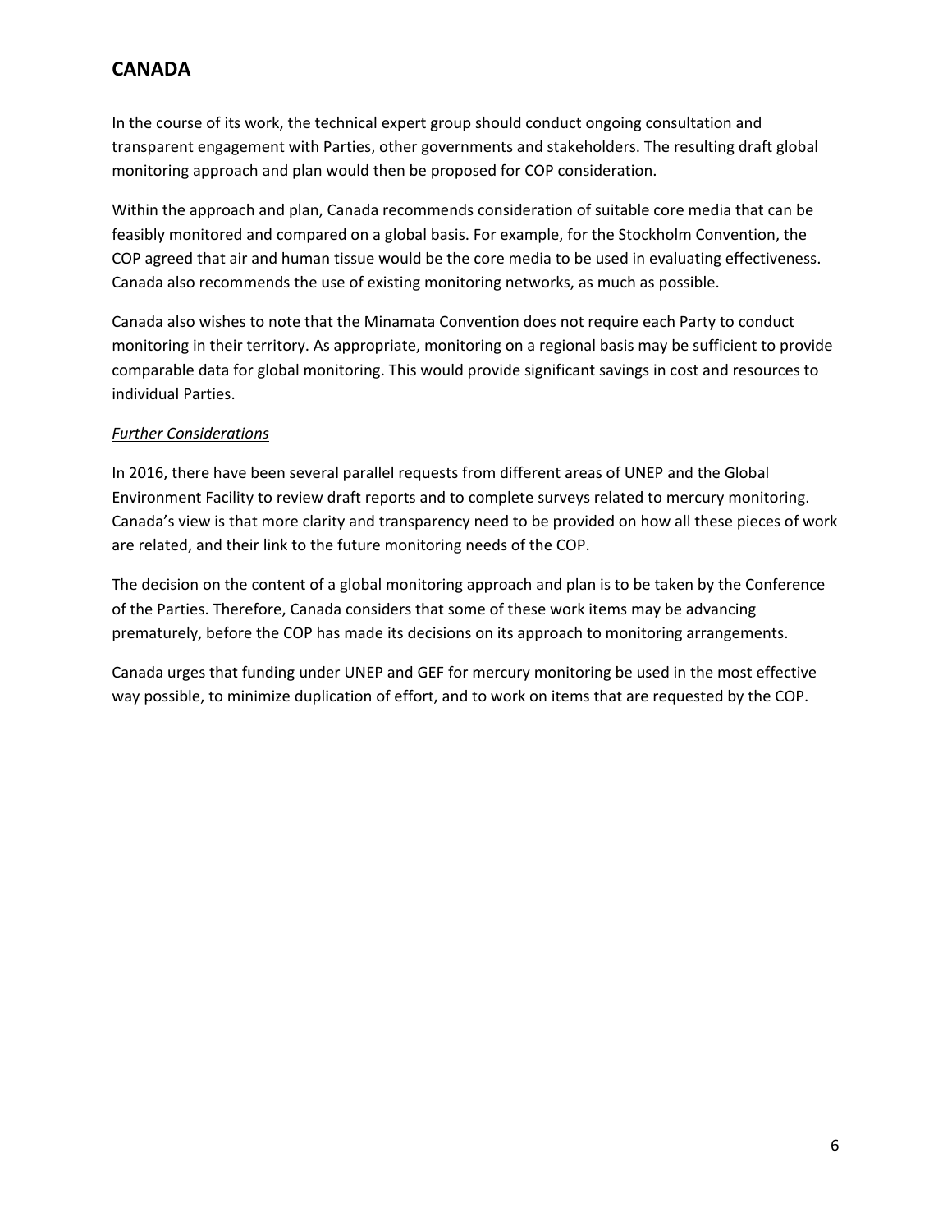## CANADA

In the course of its work, the technical expert group should conduct ongoing consultation and transparent engagement with Parties, other governments and stakeholders. The resulting draft global monitoring approach and plan would then be proposed for COP consideration.

Within the approach and plan, Canada recommends consideration of suitable core media that can be feasibly monitored and compared on a global basis. For example, for the Stockholm Convention, the COP agreed that air and human tissue would be the core media to be used in evaluating effectiveness. Canada also recommends the use of existing monitoring networks, as much as possible.

Canada also wishes to note that the Minamata Convention does not require each Party to conduct monitoring in their territory. As appropriate, monitoring on a regional basis may be sufficient to provide comparable data for global monitoring. This would provide significant savings in cost and resources to individual Parties.

*Further Considerations*

In 2016, there have been several parallel requests from different areas of UNEP and the Global Environment Facility to review draft reports and to complete surveys related to mercury monitoring. Canada's view is that more clarity and transparency need to be provided on how all these pieces of work are related, and their link to the future monitoring needs of the COP.

The decision on the content of a global monitoring approach and plan is to be taken by the Conference of the Parties. Therefore, Canada considers that some of these work items may be advancing prematurely, before the COP has made its decisions on its approach to monitoring arrangements.

Canada urges that funding under UNEP and GEF for mercury monitoring be used in the most effective way possible, to minimize duplication of effort, and to work on items that are requested by the COP.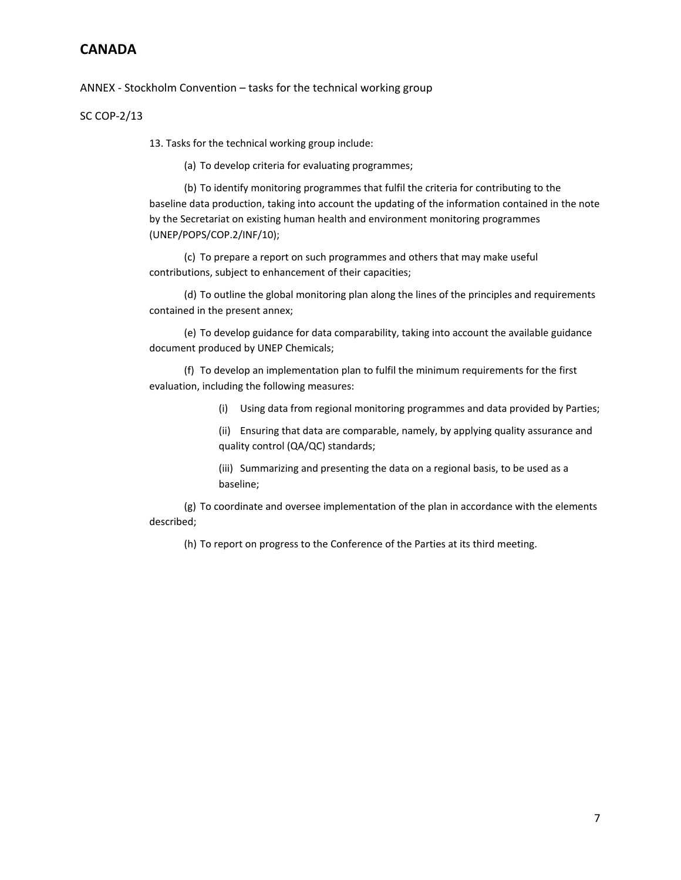# CANADA

ANNEX - Stockholm Convention – tasks for the technical working group

SC COP-2/13

13. Tasks for the technical working group include:

(a) To develop criteria for evaluating programmes;

(b) To identify monitoring programmes that fulfil the criteria for contributing to the baseline data production, taking into account the updating of the information contained in the note by the Secretariat on existing human health and environment monitoring programmes (UNEP/POPS/COP.2/INF/10);

(c) To prepare a report on such programmes and others that may make useful contributions, subject to enhancement of their capacities;

(d) To outline the global monitoring plan along the lines of the principles and requirements contained in the present annex;

(e) To develop guidance for data comparability, taking into account the available guidance document produced by UNEP Chemicals;

(f) To develop an implementation plan to fulfil the minimum requirements for the first evaluation, including the following measures:

(i) Using data from regional monitoring programmes and data provided by Parties;

(ii) Ensuring that data are comparable, namely, by applying quality assurance and quality control (QA/QC) standards;

(iii) Summarizing and presenting the data on a regional basis, to be used as a baseline;

(g) To coordinate and oversee implementation of the plan in accordance with the elements described;

(h) To report on progress to the Conference of the Parties at its third meeting.